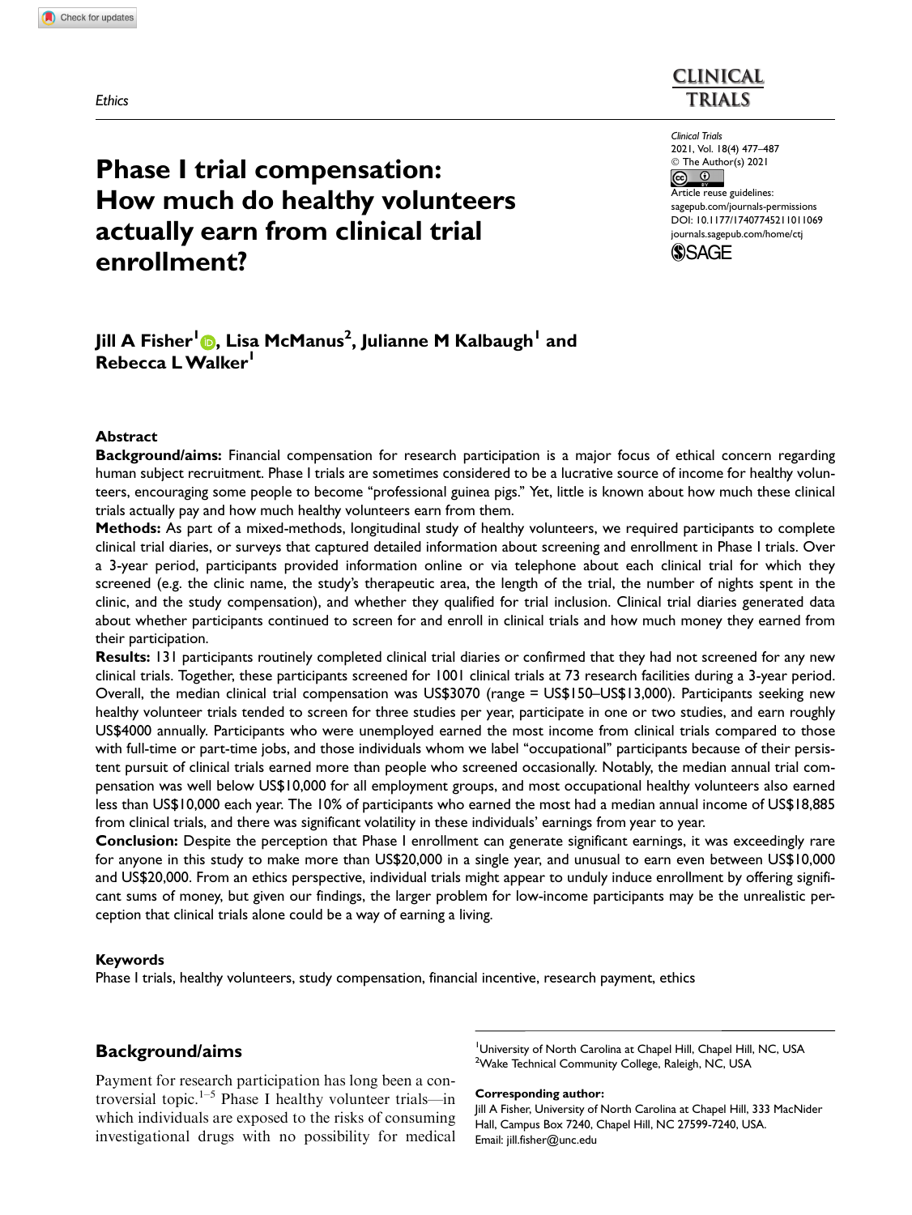Ethics

# Phase I trial compensation: How much do healthy volunteers actually earn from clinical trial enrollment?

**Jill A Fisher[1], Lisa McManus[2], Julianne M Kalbaugh[1] and Rebecca L Walker[1]**

## Abstract

**Background/aims:** Financial compensation for research participation is a major focus of ethical concern regarding human subject recruitment. Phase I trials are sometimes considered to be a lucrative source of income for healthy volunteers, encouraging some people to become "professional guinea pigs." Yet, little is known about how much these clinical trials actually pay and how much healthy volunteers earn from them.

**Methods:** As part of a mixed-methods, longitudinal study of healthy volunteers, we required participants to complete clinical trial diaries, or surveys that captured detailed information about screening and enrollment in Phase I trials. Over a 3-year period, participants provided information online or via telephone about each clinical trial for which they screened (e.g. the clinic name, the study's therapeutic area, the length of the trial, the number of nights spent in the clinic, and the study compensation), and whether they qualified for trial inclusion. Clinical trial diaries generated data about whether participants continued to screen for and enroll in clinical trials and how much money they earned from their participation.

**Results:** 131 participants routinely completed clinical trial diaries or confirmed that they had not screened for any new clinical trials. Together, these participants screened for 1001 clinical trials at 73 research facilities during a 3-year period. Overall, the median clinical trial compensation was US$3070 (range = US$150–US$13,000). Participants seeking new healthy volunteer trials tended to screen for three studies per year, participate in one or two studies, and earn roughly US$4000 annually. Participants who were unemployed earned the most income from clinical trials compared to those with full-time or part-time jobs, and those individuals whom we label "occupational" participants because of their persistent pursuit of clinical trials earned more than people who screened occasionally. Notably, the median annual trial compensation was well below US$10,000 for all employment groups, and most occupational healthy volunteers also earned less than US$10,000 each year. The 10% of participants who earned the most had a median annual income of US$18,885 from clinical trials, and there was significant volatility in these individuals' earnings from year to year.

**Conclusion:** Despite the perception that Phase I enrollment can generate significant earnings, it was exceedingly rare for anyone in this study to make more than US$20,000 in a single year, and unusual to earn even between US$10,000 and US$20,000. From an ethics perspective, individual trials might appear to unduly induce enrollment by offering significant sums of money, but given our findings, the larger problem for low-income participants may be the unrealistic perception that clinical trials alone could be a way of earning a living.

### Keywords

Phase I trials, healthy volunteers, study compensation, financial incentive, research payment, ethics

## Background/aims

Payment for research participation has long been a controversial topic.[1–5] Phase I healthy volunteer trials—in which individuals are exposed to the risks of consuming investigational drugs with no possibility for medical

[1]University of North Carolina at Chapel Hill, Chapel Hill, NC, USA
[2]Wake Technical Community College, Raleigh, NC, USA

**Corresponding author:**
Jill A Fisher, University of North Carolina at Chapel Hill, 333 MacNider Hall, Campus Box 7240, Chapel Hill, NC 27599-7240, USA.
Email: jill.fisher@unc.edu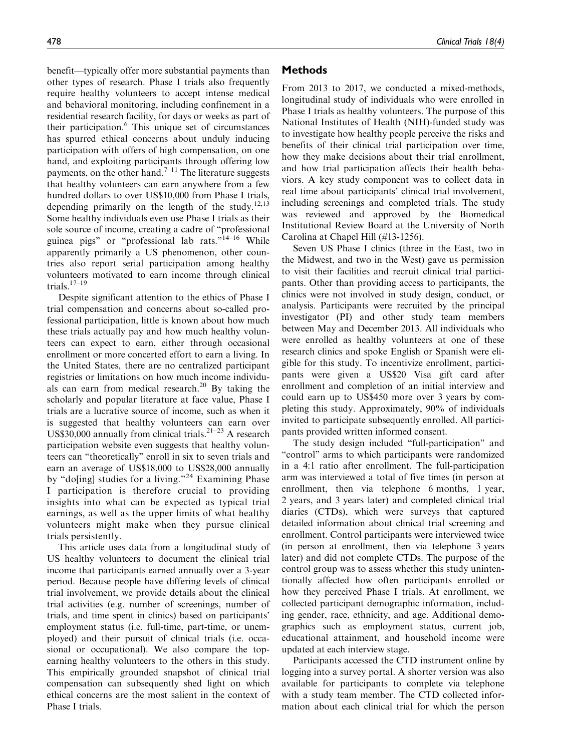benefit—typically offer more substantial payments than other types of research. Phase I trials also frequently require healthy volunteers to accept intense medical and behavioral monitoring, including confinement in a residential research facility, for days or weeks as part of their participation.[6] This unique set of circumstances has spurred ethical concerns about unduly inducing participation with offers of high compensation, on one hand, and exploiting participants through offering low payments, on the other hand.[7–11] The literature suggests that healthy volunteers can earn anywhere from a few hundred dollars to over US$10,000 from Phase I trials, depending primarily on the length of the study.[12,13] Some healthy individuals even use Phase I trials as their sole source of income, creating a cadre of "professional guinea pigs" or "professional lab rats."[14–16] While apparently primarily a US phenomenon, other countries also report serial participation among healthy volunteers motivated to earn income through clinical trials.[17–19]

Despite significant attention to the ethics of Phase I trial compensation and concerns about so-called professional participation, little is known about how much these trials actually pay and how much healthy volunteers can expect to earn, either through occasional enrollment or more concerted effort to earn a living. In the United States, there are no centralized participant registries or limitations on how much income individuals can earn from medical research.[20] By taking the scholarly and popular literature at face value, Phase I trials are a lucrative source of income, such as when it is suggested that healthy volunteers can earn over US$30,000 annually from clinical trials.[21–23] A research participation website even suggests that healthy volunteers can "theoretically" enroll in six to seven trials and earn an average of US$18,000 to US$28,000 annually by "do[ing] studies for a living."[24] Examining Phase I participation is therefore crucial to providing insights into what can be expected as typical trial earnings, as well as the upper limits of what healthy volunteers might make when they pursue clinical trials persistently.

This article uses data from a longitudinal study of US healthy volunteers to document the clinical trial income that participants earned annually over a 3-year period. Because people have differing levels of clinical trial involvement, we provide details about the clinical trial activities (e.g. number of screenings, number of trials, and time spent in clinics) based on participants' employment status (i.e. full-time, part-time, or unemployed) and their pursuit of clinical trials (i.e. occasional or occupational). We also compare the top-earning healthy volunteers to the others in this study. This empirically grounded snapshot of clinical trial compensation can subsequently shed light on which ethical concerns are the most salient in the context of Phase I trials.

## Methods

From 2013 to 2017, we conducted a mixed-methods, longitudinal study of individuals who were enrolled in Phase I trials as healthy volunteers. The purpose of this National Institutes of Health (NIH)-funded study was to investigate how healthy people perceive the risks and benefits of their clinical trial participation over time, how they make decisions about their trial enrollment, and how trial participation affects their health behaviors. A key study component was to collect data in real time about participants' clinical trial involvement, including screenings and completed trials. The study was reviewed and approved by the Biomedical Institutional Review Board at the University of North Carolina at Chapel Hill (#13-1256).

Seven US Phase I clinics (three in the East, two in the Midwest, and two in the West) gave us permission to visit their facilities and recruit clinical trial participants. Other than providing access to participants, the clinics were not involved in study design, conduct, or analysis. Participants were recruited by the principal investigator (PI) and other study team members between May and December 2013. All individuals who were enrolled as healthy volunteers at one of these research clinics and spoke English or Spanish were eligible for this study. To incentivize enrollment, participants were given a US$20 Visa gift card after enrollment and completion of an initial interview and could earn up to US$450 more over 3 years by completing this study. Approximately, 90% of individuals invited to participate subsequently enrolled. All participants provided written informed consent.

The study design included "full-participation" and "control" arms to which participants were randomized in a 4:1 ratio after enrollment. The full-participation arm was interviewed a total of five times (in person at enrollment, then via telephone 6 months, 1 year, 2 years, and 3 years later) and completed clinical trial diaries (CTDs), which were surveys that captured detailed information about clinical trial screening and enrollment. Control participants were interviewed twice (in person at enrollment, then via telephone 3 years later) and did not complete CTDs. The purpose of the control group was to assess whether this study unintentionally affected how often participants enrolled or how they perceived Phase I trials. At enrollment, we collected participant demographic information, including gender, race, ethnicity, and age. Additional demographics such as employment status, current job, educational attainment, and household income were updated at each interview stage.

Participants accessed the CTD instrument online by logging into a survey portal. A shorter version was also available for participants to complete via telephone with a study team member. The CTD collected information about each clinical trial for which the person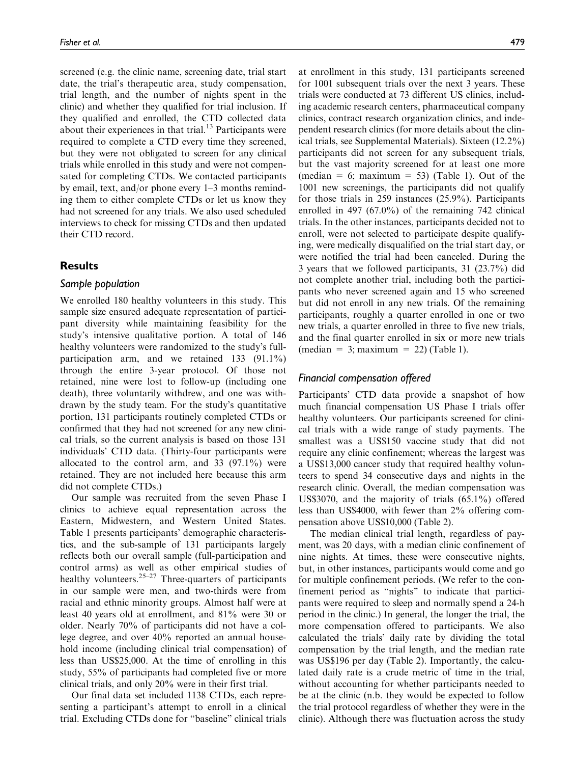screened (e.g. the clinic name, screening date, trial start date, the trial's therapeutic area, study compensation, trial length, and the number of nights spent in the clinic) and whether they qualified for trial inclusion. If they qualified and enrolled, the CTD collected data about their experiences in that trial.[13] Participants were required to complete a CTD every time they screened, but they were not obligated to screen for any clinical trials while enrolled in this study and were not compensated for completing CTDs. We contacted participants by email, text, and/or phone every 1–3 months reminding them to either complete CTDs or let us know they had not screened for any trials. We also used scheduled interviews to check for missing CTDs and then updated their CTD record.

## Results

### Sample population

We enrolled 180 healthy volunteers in this study. This sample size ensured adequate representation of participant diversity while maintaining feasibility for the study's intensive qualitative portion. A total of 146 healthy volunteers were randomized to the study's full-participation arm, and we retained 133 (91.1%) through the entire 3-year protocol. Of those not retained, nine were lost to follow-up (including one death), three voluntarily withdrew, and one was withdrawn by the study team. For the study's quantitative portion, 131 participants routinely completed CTDs or confirmed that they had not screened for any new clinical trials, so the current analysis is based on those 131 individuals' CTD data. (Thirty-four participants were allocated to the control arm, and 33 (97.1%) were retained. They are not included here because this arm did not complete CTDs.)

Our sample was recruited from the seven Phase I clinics to achieve equal representation across the Eastern, Midwestern, and Western United States. Table 1 presents participants' demographic characteristics, and the sub-sample of 131 participants largely reflects both our overall sample (full-participation and control arms) as well as other empirical studies of healthy volunteers.[25–27] Three-quarters of participants in our sample were men, and two-thirds were from racial and ethnic minority groups. Almost half were at least 40 years old at enrollment, and 81% were 30 or older. Nearly 70% of participants did not have a college degree, and over 40% reported an annual household income (including clinical trial compensation) of less than US$25,000. At the time of enrolling in this study, 55% of participants had completed five or more clinical trials, and only 20% were in their first trial.

Our final data set included 1138 CTDs, each representing a participant's attempt to enroll in a clinical trial. Excluding CTDs done for "baseline" clinical trials at enrollment in this study, 131 participants screened for 1001 subsequent trials over the next 3 years. These trials were conducted at 73 different US clinics, including academic research centers, pharmaceutical company clinics, contract research organization clinics, and independent research clinics (for more details about the clinical trials, see Supplemental Materials). Sixteen (12.2%) participants did not screen for any subsequent trials, but the vast majority screened for at least one more (median = 6; maximum = 53) (Table 1). Out of the 1001 new screenings, the participants did not qualify for those trials in 259 instances (25.9%). Participants enrolled in 497 (67.0%) of the remaining 742 clinical trials. In the other instances, participants decided not to enroll, were not selected to participate despite qualifying, were medically disqualified on the trial start day, or were notified the trial had been canceled. During the 3 years that we followed participants, 31 (23.7%) did not complete another trial, including both the participants who never screened again and 15 who screened but did not enroll in any new trials. Of the remaining participants, roughly a quarter enrolled in one or two new trials, a quarter enrolled in three to five new trials, and the final quarter enrolled in six or more new trials (median = 3; maximum = 22) (Table 1).

### Financial compensation offered

Participants' CTD data provide a snapshot of how much financial compensation US Phase I trials offer healthy volunteers. Our participants screened for clinical trials with a wide range of study payments. The smallest was a US$150 vaccine study that did not require any clinic confinement; whereas the largest was a US$13,000 cancer study that required healthy volunteers to spend 34 consecutive days and nights in the research clinic. Overall, the median compensation was US$3070, and the majority of trials (65.1%) offered less than US$4000, with fewer than 2% offering compensation above US$10,000 (Table 2).

The median clinical trial length, regardless of payment, was 20 days, with a median clinic confinement of nine nights. At times, these were consecutive nights, but, in other instances, participants would come and go for multiple confinement periods. (We refer to the confinement period as "nights" to indicate that participants were required to sleep and normally spend a 24-h period in the clinic.) In general, the longer the trial, the more compensation offered to participants. We also calculated the trials' daily rate by dividing the total compensation by the trial length, and the median rate was US$196 per day (Table 2). Importantly, the calculated daily rate is a crude metric of time in the trial, without accounting for whether participants needed to be at the clinic (n.b. they would be expected to follow the trial protocol regardless of whether they were in the clinic). Although there was fluctuation across the study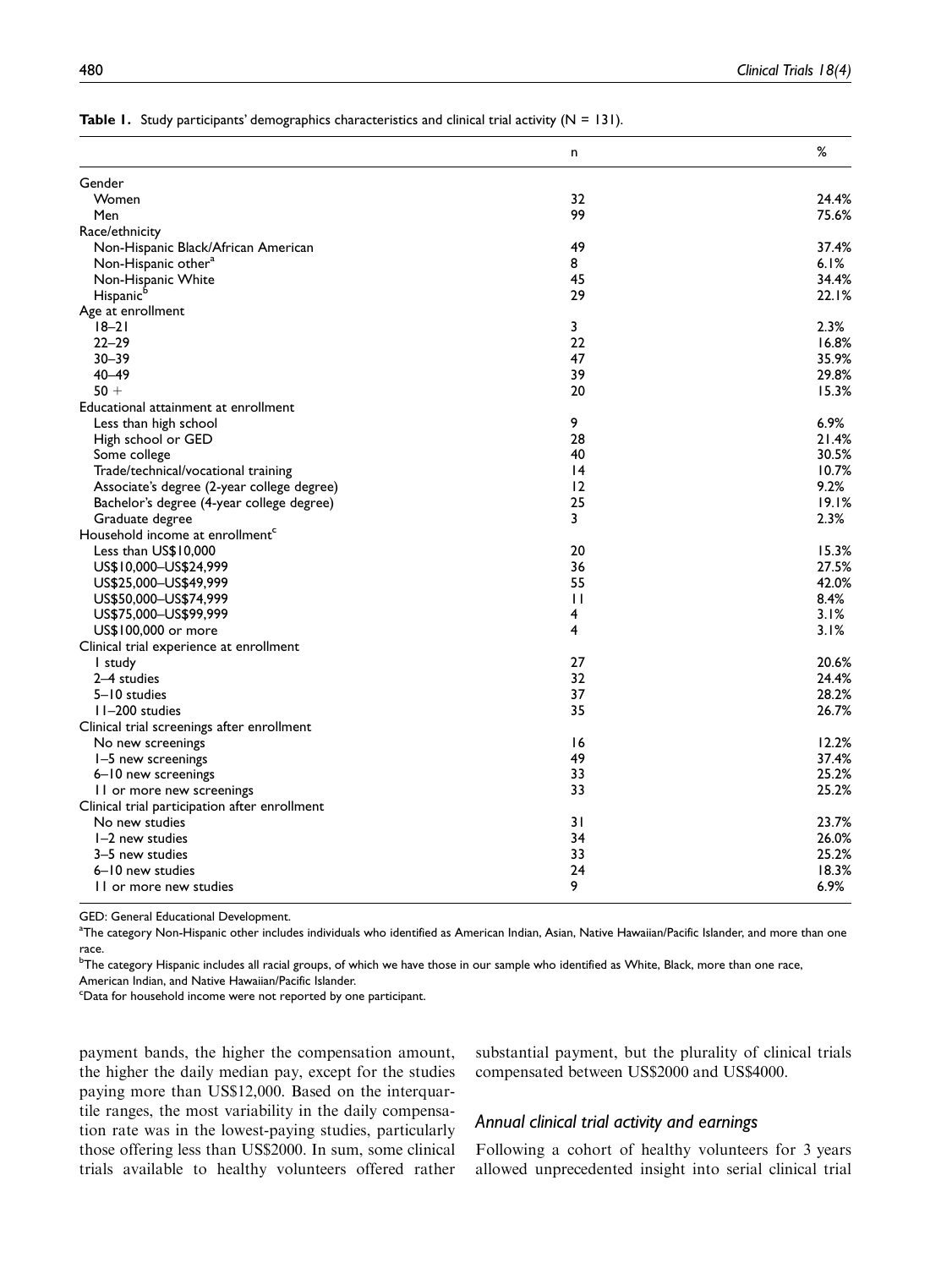**Table 1.** Study participants' demographics characteristics and clinical trial activity (N = 131).

| | n | % |
|---|---|---|
| Gender | | |
| Women | 32 | 24.4% |
| Men | 99 | 75.6% |
| Race/ethnicity | | |
| Non-Hispanic Black/African American | 49 | 37.4% |
| Non-Hispanic other[a] | 8 | 6.1% |
| Non-Hispanic White | 45 | 34.4% |
| Hispanic[b] | 29 | 22.1% |
| Age at enrollment | | |
| 18–21 | 3 | 2.3% |
| 22–29 | 22 | 16.8% |
| 30–39 | 47 | 35.9% |
| 40–49 | 39 | 29.8% |
| 50 + | 20 | 15.3% |
| Educational attainment at enrollment | | |
| Less than high school | 9 | 6.9% |
| High school or GED | 28 | 21.4% |
| Some college | 40 | 30.5% |
| Trade/technical/vocational training | 14 | 10.7% |
| Associate's degree (2-year college degree) | 12 | 9.2% |
| Bachelor's degree (4-year college degree) | 25 | 19.1% |
| Graduate degree | 3 | 2.3% |
| Household income at enrollment[c] | | |
| Less than US$10,000 | 20 | 15.3% |
| US$10,000–US$24,999 | 36 | 27.5% |
| US$25,000–US$49,999 | 55 | 42.0% |
| US$50,000–US$74,999 | 11 | 8.4% |
| US$75,000–US$99,999 | 4 | 3.1% |
| US$100,000 or more | 4 | 3.1% |
| Clinical trial experience at enrollment | | |
| 1 study | 27 | 20.6% |
| 2–4 studies | 32 | 24.4% |
| 5–10 studies | 37 | 28.2% |
| 11–200 studies | 35 | 26.7% |
| Clinical trial screenings after enrollment | | |
| No new screenings | 16 | 12.2% |
| 1–5 new screenings | 49 | 37.4% |
| 6–10 new screenings | 33 | 25.2% |
| 11 or more new screenings | 33 | 25.2% |
| Clinical trial participation after enrollment | | |
| No new studies | 31 | 23.7% |
| 1–2 new studies | 34 | 26.0% |
| 3–5 new studies | 33 | 25.2% |
| 6–10 new studies | 24 | 18.3% |
| 11 or more new studies | 9 | 6.9% |

GED: General Educational Development.

[a]The category Non-Hispanic other includes individuals who identified as American Indian, Asian, Native Hawaiian/Pacific Islander, and more than one race.

[b]The category Hispanic includes all racial groups, of which we have those in our sample who identified as White, Black, more than one race, American Indian, and Native Hawaiian/Pacific Islander.

[c]Data for household income were not reported by one participant.

payment bands, the higher the compensation amount, the higher the daily median pay, except for the studies paying more than US$12,000. Based on the interquartile ranges, the most variability in the daily compensation rate was in the lowest-paying studies, particularly those offering less than US$2000. In sum, some clinical trials available to healthy volunteers offered rather substantial payment, but the plurality of clinical trials compensated between US$2000 and US$4000.

### *Annual clinical trial activity and earnings*

Following a cohort of healthy volunteers for 3 years allowed unprecedented insight into serial clinical trial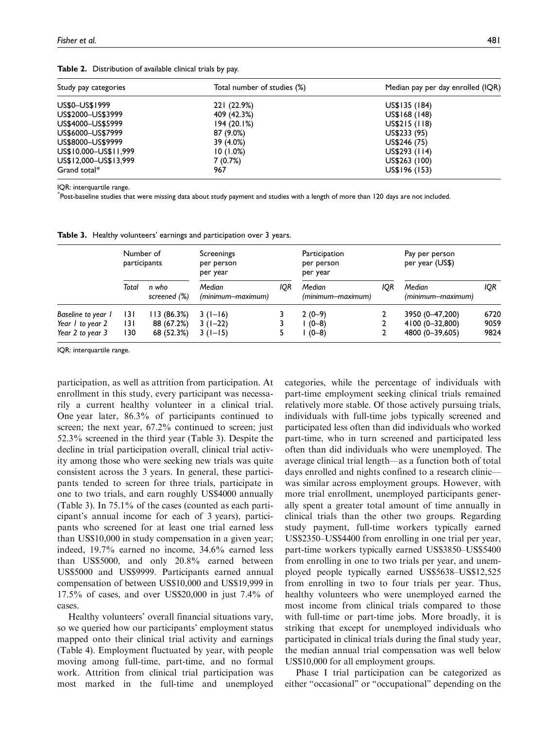**Table 2.** Distribution of available clinical trials by pay.

| Study pay categories | Total number of studies (%) | Median pay per day enrolled (IQR) |
|---|---|---|
| US$0–US$1999 | 221 (22.9%) | US$135 (184) |
| US$2000–US$3999 | 409 (42.3%) | US$168 (148) |
| US$4000–US$5999 | 194 (20.1%) | US$215 (118) |
| US$6000–US$7999 | 87 (9.0%) | US$233 (95) |
| US$8000–US$9999 | 39 (4.0%) | US$246 (75) |
| US$10,000–US$11,999 | 10 (1.0%) | US$293 (114) |
| US$12,000–US$13,999 | 7 (0.7%) | US$263 (100) |
| Grand total* | 967 | US$196 (153) |

IQR: interquartile range.
*Post-baseline studies that were missing data about study payment and studies with a length of more than 120 days are not included.

**Table 3.** Healthy volunteers' earnings and participation over 3 years.

| | Number of participants | | Screenings per person per year | | Participation per person per year | | Pay per person per year (US$) | |
|---|---|---|---|---|---|---|---|---|
| | *Total* | *n who screened (%)* | *Median (minimum–maximum)* | *IQR* | *Median (minimum–maximum)* | *IQR* | *Median (minimum–maximum)* | *IQR* |
| *Baseline to year 1* | 131 | 113 (86.3%) | 3 (1–16) | 3 | 2 (0–9) | 2 | 3950 (0–47,200) | 6720 |
| *Year 1 to year 2* | 131 | 88 (67.2%) | 3 (1–22) | 3 | 1 (0–8) | 2 | 4100 (0–32,800) | 9059 |
| *Year 2 to year 3* | 130 | 68 (52.3%) | 3 (1–15) | 5 | 1 (0–8) | 2 | 4800 (0–39,605) | 9824 |

IQR: interquartile range.

participation, as well as attrition from participation. At enrollment in this study, every participant was necessarily a current healthy volunteer in a clinical trial. One year later, 86.3% of participants continued to screen; the next year, 67.2% continued to screen; just 52.3% screened in the third year (Table 3). Despite the decline in trial participation overall, clinical trial activity among those who were seeking new trials was quite consistent across the 3 years. In general, these participants tended to screen for three trials, participate in one to two trials, and earn roughly US$4000 annually (Table 3). In 75.1% of the cases (counted as each participant's annual income for each of 3 years), participants who screened for at least one trial earned less than US$10,000 in study compensation in a given year; indeed, 19.7% earned no income, 34.6% earned less than US$5000, and only 20.8% earned between US$5000 and US$9999. Participants earned annual compensation of between US$10,000 and US$19,999 in 17.5% of cases, and over US$20,000 in just 7.4% of cases.

Healthy volunteers' overall financial situations vary, so we queried how our participants' employment status mapped onto their clinical trial activity and earnings (Table 4). Employment fluctuated by year, with people moving among full-time, part-time, and no formal work. Attrition from clinical trial participation was most marked in the full-time and unemployed categories, while the percentage of individuals with part-time employment seeking clinical trials remained relatively more stable. Of those actively pursuing trials, individuals with full-time jobs typically screened and participated less often than did individuals who worked part-time, who in turn screened and participated less often than did individuals who were unemployed. The average clinical trial length—as a function both of total days enrolled and nights confined to a research clinic—was similar across employment groups. However, with more trial enrollment, unemployed participants generally spent a greater total amount of time annually in clinical trials than the other two groups. Regarding study payment, full-time workers typically earned US$2350–US$4400 from enrolling in one trial per year, part-time workers typically earned US$3850–US$5400 from enrolling in one to two trials per year, and unemployed people typically earned US$5638–US$12,525 from enrolling in two to four trials per year. Thus, healthy volunteers who were unemployed earned the most income from clinical trials compared to those with full-time or part-time jobs. More broadly, it is striking that except for unemployed individuals who participated in clinical trials during the final study year, the median annual trial compensation was well below US$10,000 for all employment groups.

Phase I trial participation can be categorized as either "occasional" or "occupational" depending on the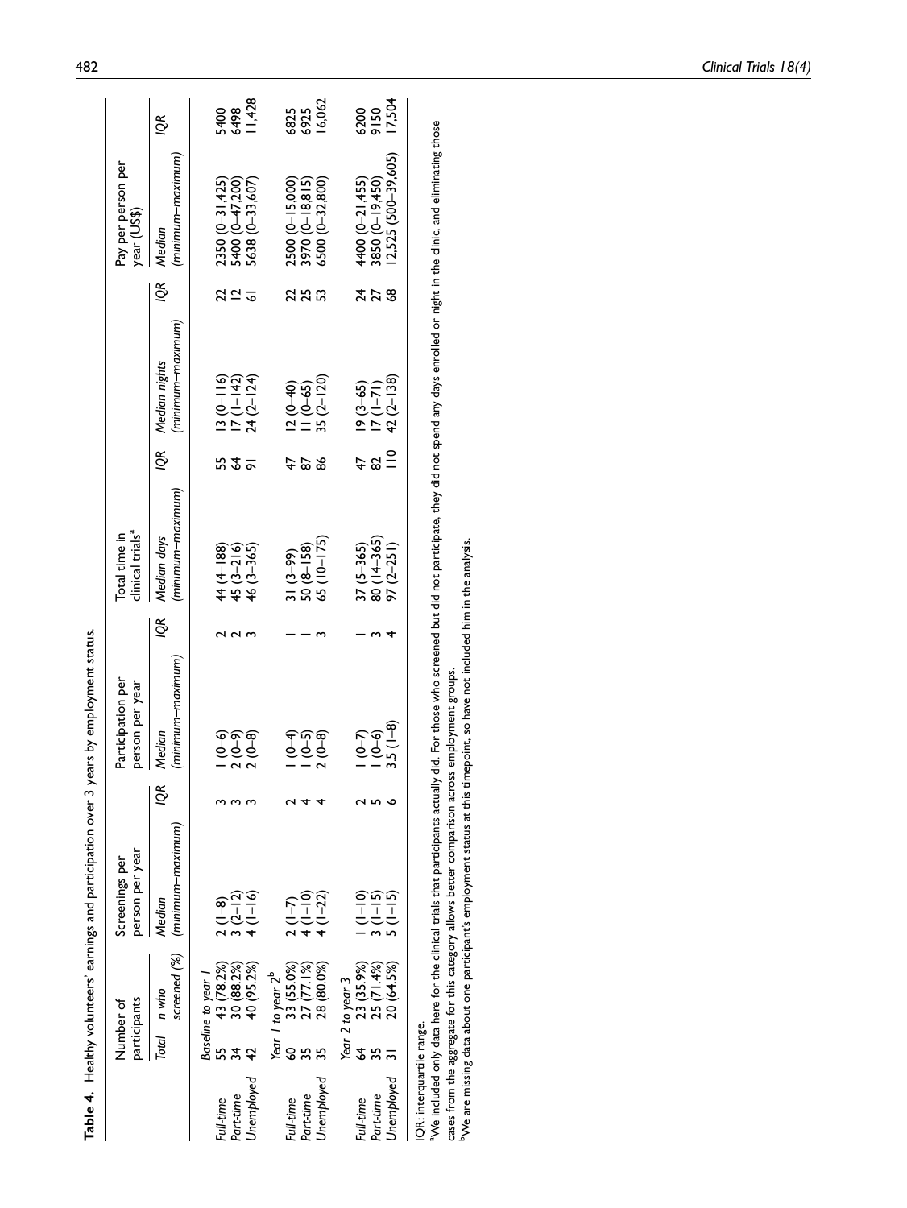**Table 4.** Healthy volunteers' earnings and participation over 3 years by employment status.

| | Number of participants | | Screenings per person per year | | Participation per person per year | | Total time in clinical trials[a] | | | | Pay per person per year (US$) | |
|---|---|---|---|---|---|---|---|---|---|---|---|---|
| | Total | n who screened (%) | Median (minimum–maximum) | IQR | Median (minimum–maximum) | IQR | Median days (minimum–maximum) | IQR | Median nights (minimum–maximum) | IQR | Median (minimum–maximum) | IQR |
| *Baseline to year 1* | | | | | | | | | | | | |
| Full-time | 55 | 43 (78.2%) | 2 (1–8) | 3 | 1 (0–6) | 2 | 44 (4–188) | 55 | 13 (0–116) | 22 | 2350 (0–31,425) | 5400 |
| Part-time | 34 | 30 (88.2%) | 3 (2–12) | 3 | 2 (0–9) | 2 | 45 (3–216) | 64 | 17 (1–142) | 12 | 5400 (0–47,200) | 6498 |
| Unemployed | 42 | 40 (95.2%) | 4 (1–16) | 3 | 2 (0–8) | 3 | 46 (3–365) | 91 | 24 (2–124) | 61 | 5638 (0–33,607) | 11,428 |
| *Year 1 to year 2*[b] | | | | | | | | | | | | |
| Full-time | 60 | 33 (55.0%) | 2 (1–7) | 2 | 1 (0–4) | 1 | 31 (3–99) | 47 | 12 (0–40) | 22 | 2500 (0–15,000) | 6825 |
| Part-time | 35 | 27 (77.1%) | 4 (1–10) | 4 | 1 (0–5) | 1 | 50 (8–158) | 87 | 11 (0–65) | 25 | 3970 (0–18,815) | 6925 |
| Unemployed | 35 | 28 (80.0%) | 4 (1–22) | 4 | 2 (0–8) | 3 | 65 (10–175) | 86 | 35 (2–120) | 53 | 6500 (0–32,800) | 16,062 |
| *Year 2 to year 3* | | | | | | | | | | | | |
| Full-time | 64 | 23 (35.9%) | 1 (1–10) | 2 | 1 (0–7) | 1 | 37 (5–365) | 47 | 19 (3–65) | 24 | 4400 (0–21,455) | 6200 |
| Part-time | 35 | 25 (71.4%) | 3 (1–15) | 5 | 1 (0–6) | 3 | 80 (14–365) | 82 | 17 (1–71) | 27 | 3850 (0–19,450) | 9150 |
| Unemployed | 31 | 20 (64.5%) | 5 (1–15) | 6 | 3.5 (1–8) | 4 | 97 (2–251) | 110 | 42 (2–138) | 68 | 12,525 (500–39,605) | 17,504 |

IQR: interquartile range.

[a]We included only data here for the clinical trials that participants actually did. For those who screened but did not participate, they did not spend any days enrolled or night in the clinic, and eliminating those cases from the aggregate for this category allows better comparison across employment groups.

[b]We are missing data about one participant's employment status at this timepoint, so have not included him in the analysis.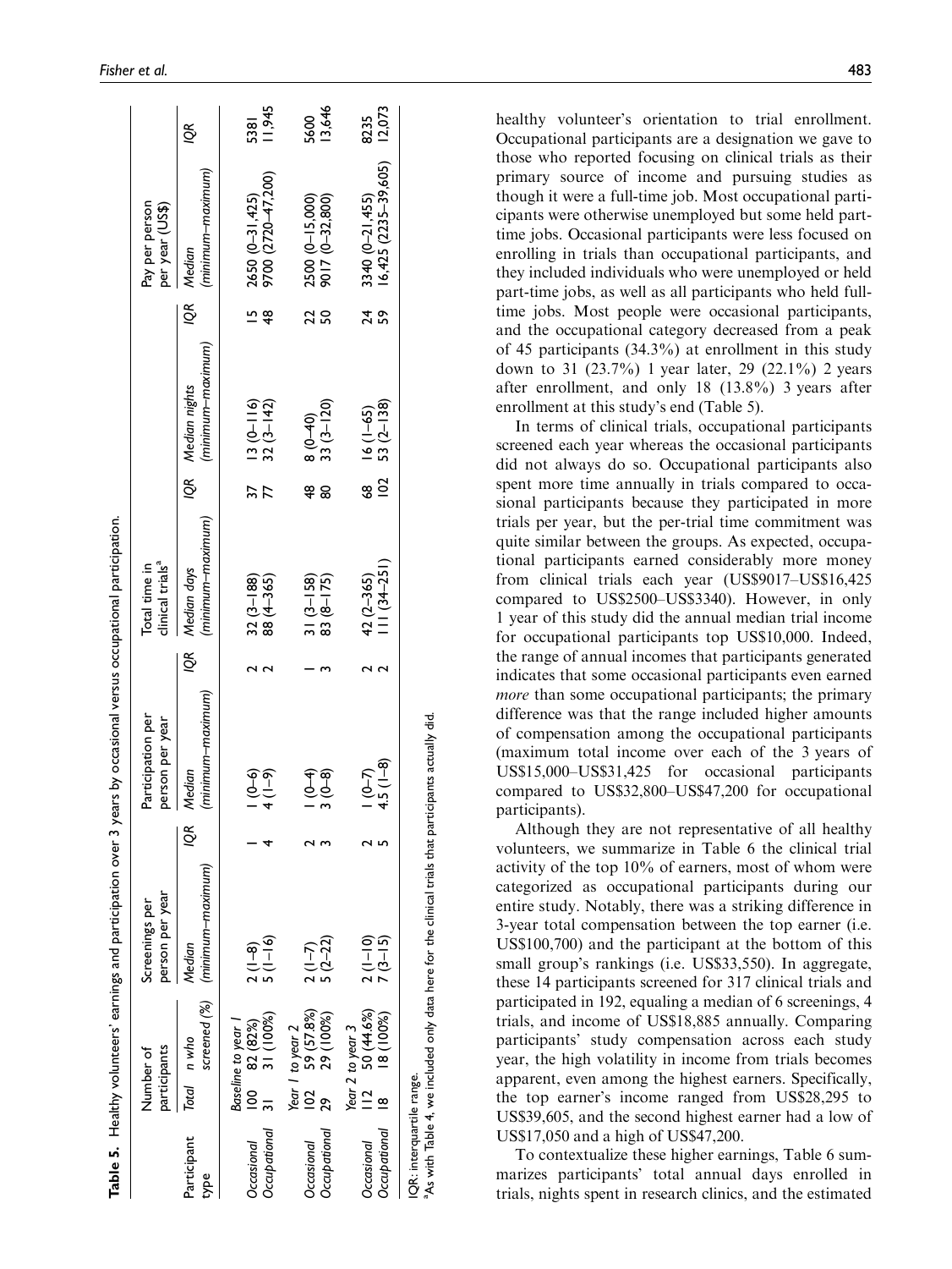**Table 5.** Healthy volunteers' earnings and participation over 3 years by occasional versus occupational participation.

| Participant type | Number of participants | | Screenings per person per year | | Participation per person per year | | Total time in clinical trials[a] | | | | Pay per person per year (US$) | |
|---|---|---|---|---|---|---|---|---|---|---|---|---|
| | Total | n who screened (%) | Median (minimum–maximum) | IQR | Median (minimum–maximum) | IQR | Median days (minimum–maximum) | IQR | Median nights (minimum–maximum) | IQR | Median (minimum–maximum) | IQR |
| *Baseline to year 1* | | | | | | | | | | | | |
| Occasional | 100 | 82 (82%) | 2 (1–8) | 1 | 1 (0–6) | 2 | 32 (3–188) | 37 | 13 (0–116) | 15 | 2650 (0–31,425) | 5381 |
| Occupational | 31 | 31 (100%) | 5 (1–16) | 4 | 4 (1–9) | 2 | 88 (4–365) | 77 | 32 (3–142) | 48 | 9700 (2720–47,200) | 11,945 |
| *Year 1 to year 2* | | | | | | | | | | | | |
| Occasional | 102 | 59 (57.8%) | 2 (1–7) | 2 | 1 (0–4) | 1 | 31 (3–158) | 48 | 8 (0–40) | 22 | 2500 (0–15,000) | 5600 |
| Occupational | 29 | 29 (100%) | 5 (2–22) | 3 | 3 (0–8) | 3 | 83 (8–175) | 80 | 33 (3–120) | 50 | 9017 (0–32,800) | 13,646 |
| *Year 2 to year 3* | | | | | | | | | | | | |
| Occasional | 112 | 50 (44.6%) | 2 (1–10) | 2 | 1 (0–7) | 2 | 42 (2–365) | 68 | 16 (1–65) | 24 | 3340 (0–21,455) | 8235 |
| Occupational | 18 | 18 (100%) | 7 (3–15) | 5 | 4.5 (1–8) | 2 | 111 (34–251) | 102 | 53 (2–138) | 59 | 16,425 (2235–39,605) | 12,073 |

IQR: interquartile range.
[a]As with Table 4, we included only data here for the clinical trials that participants actually did.

healthy volunteer's orientation to trial enrollment. Occupational participants are a designation we gave to those who reported focusing on clinical trials as their primary source of income and pursuing studies as though it were a full-time job. Most occupational participants were otherwise unemployed but some held part-time jobs. Occasional participants were less focused on enrolling in trials than occupational participants, and they included individuals who were unemployed or held part-time jobs, as well as all participants who held full-time jobs. Most people were occasional participants, and the occupational category decreased from a peak of 45 participants (34.3%) at enrollment in this study down to 31 (23.7%) 1 year later, 29 (22.1%) 2 years after enrollment, and only 18 (13.8%) 3 years after enrollment at this study's end (Table 5).

In terms of clinical trials, occupational participants screened each year whereas the occasional participants did not always do so. Occupational participants also spent more time annually in trials compared to occasional participants because they participated in more trials per year, but the per-trial time commitment was quite similar between the groups. As expected, occupational participants earned considerably more money from clinical trials each year (US$9017–US$16,425 compared to US$2500–US$3340). However, in only 1 year of this study did the annual median trial income for occupational participants top US$10,000. Indeed, the range of annual incomes that participants generated indicates that some occasional participants even earned *more* than some occupational participants; the primary difference was that the range included higher amounts of compensation among the occupational participants (maximum total income over each of the 3 years of US$15,000–US$31,425 for occasional participants compared to US$32,800–US$47,200 for occupational participants).

Although they are not representative of all healthy volunteers, we summarize in Table 6 the clinical trial activity of the top 10% of earners, most of whom were categorized as occupational participants during our entire study. Notably, there was a striking difference in 3-year total compensation between the top earner (i.e. US$100,700) and the participant at the bottom of this small group's rankings (i.e. US$33,550). In aggregate, these 14 participants screened for 317 clinical trials and participated in 192, equaling a median of 6 screenings, 4 trials, and income of US$18,885 annually. Comparing participants' study compensation across each study year, the high volatility in income from trials becomes apparent, even among the highest earners. Specifically, the top earner's income ranged from US$28,295 to US$39,605, and the second highest earner had a low of US$17,050 and a high of US$47,200.

To contextualize these higher earnings, Table 6 summarizes participants' total annual days enrolled in trials, nights spent in research clinics, and the estimated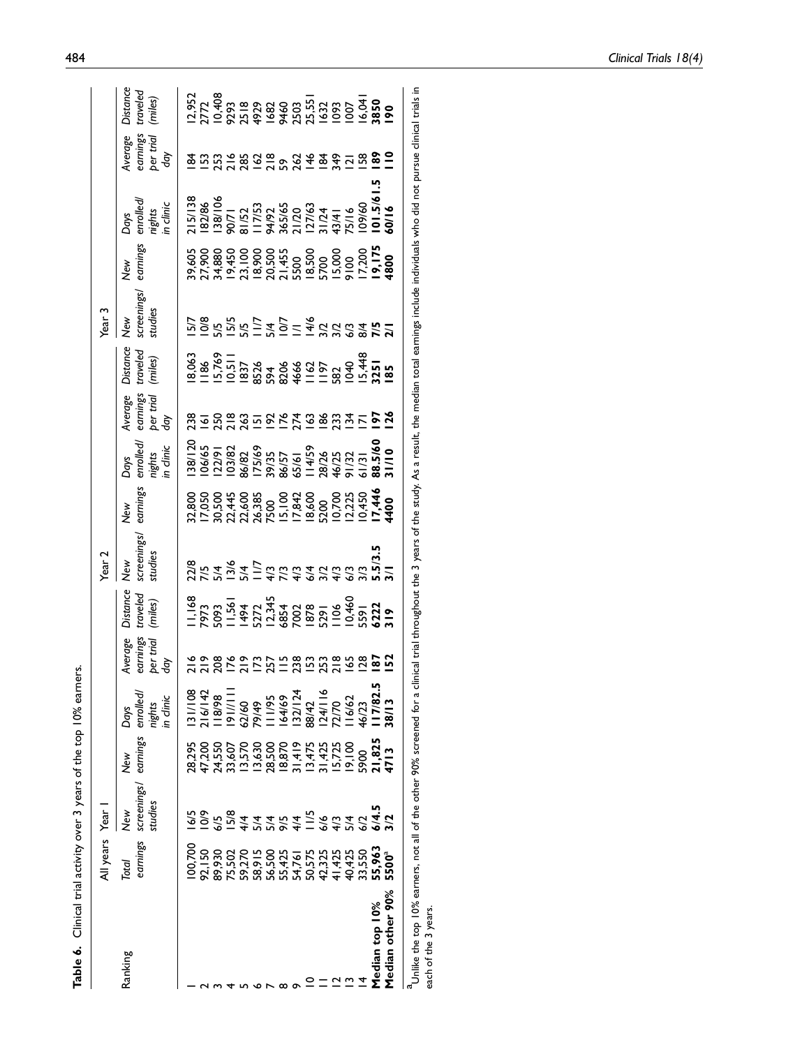**Table 6.** Clinical trial activity over 3 years of the top 10% earners.

| Ranking | All years | Year 1 | | | | | Year 2 | | | | | Year 3 | | | | |
|---|---|---|---|---|---|---|---|---|---|---|---|---|---|---|---|---|
| | Total earnings | New screenings/ studies | New earnings | Days enrolled/ nights in clinic | Average earnings per trial day | Distance traveled (miles) | New screenings/ studies | New earnings | Days enrolled/ nights in clinic | Average earnings per trial day | Distance traveled (miles) | New screenings/ studies | New earnings | Days enrolled/ nights in clinic | Average earnings per trial day | Distance traveled (miles) |
| 1 | 100,700 | 16/5 | 28,295 | 131/108 | 216 | 11,168 | 22/8 | 32,800 | 138/120 | 238 | 18,063 | 15/7 | 39,605 | 215/138 | 184 | 12,952 |
| 2 | 92,150 | 10/9 | 47,200 | 216/142 | 219 | 7973 | 7/5 | 17,050 | 106/65 | 161 | 1186 | 10/8 | 27,900 | 182/86 | 153 | 2772 |
| 3 | 89,930 | 6/5 | 24,550 | 118/98 | 208 | 5093 | 5/4 | 30,500 | 122/91 | 250 | 15,769 | 5/5 | 34,880 | 138/106 | 253 | 10,408 |
| 4 | 75,502 | 15/8 | 33,607 | 191/111 | 176 | 11,561 | 13/6 | 22,445 | 103/82 | 218 | 10,511 | 15/5 | 19,450 | 90/71 | 216 | 9293 |
| 5 | 59,270 | 4/4 | 13,570 | 62/60 | 219 | 1494 | 5/4 | 22,600 | 86/82 | 263 | 1837 | 5/5 | 23,100 | 81/52 | 285 | 2518 |
| 6 | 58,915 | 5/4 | 13,630 | 79/49 | 173 | 5272 | 11/7 | 26,385 | 175/69 | 151 | 8526 | 11/7 | 18,900 | 117/53 | 162 | 4929 |
| 7 | 56,500 | 5/4 | 28,500 | 111/95 | 257 | 12,345 | 4/3 | 7500 | 39/35 | 192 | 594 | 5/4 | 20,500 | 94/92 | 218 | 1682 |
| 8 | 55,425 | 9/5 | 18,870 | 164/69 | 115 | 6854 | 7/3 | 15,100 | 86/57 | 176 | 8206 | 10/7 | 21,455 | 365/65 | 59 | 9460 |
| 9 | 54,761 | 4/4 | 31,419 | 132/124 | 238 | 7002 | 4/3 | 17,842 | 65/61 | 274 | 4666 | 1/1 | 5500 | 21/20 | 262 | 2503 |
| 10 | 50,575 | 11/5 | 13,475 | 88/42 | 153 | 1878 | 6/4 | 18,600 | 114/59 | 163 | 1162 | 14/6 | 18,500 | 127/63 | 146 | 25,551 |
| 11 | 42,325 | 6/6 | 31,425 | 124/116 | 253 | 5291 | 3/2 | 5200 | 28/26 | 186 | 1197 | 3/2 | 5700 | 31/24 | 184 | 1632 |
| 12 | 41,425 | 4/3 | 15,725 | 72/70 | 218 | 1106 | 4/3 | 10,700 | 46/25 | 233 | 582 | 3/2 | 15,000 | 43/41 | 349 | 1093 |
| 13 | 40,425 | 5/4 | 19,100 | 116/62 | 165 | 10,460 | 6/3 | 12,225 | 91/32 | 134 | 1040 | 6/3 | 9100 | 75/16 | 121 | 1007 |
| 14 | 33,550 | 6/2 | 5900 | 46/23 | 128 | 5591 | 3/3 | 10,450 | 61/31 | 171 | 15,448 | 8/4 | 17,200 | 109/60 | 158 | 16,041 |
| **Median top 10%** | **55,963** | **6/4.5** | **21,825** | **117/82.5** | **187** | **6222** | **5.5/3.5** | **17,446** | **88.5/60** | **197** | **3251** | **7/5** | **19,175** | **101.5/61.5** | **189** | **3850** |
| **Median other 90%** | **5500**[a] | **3/2** | **4713** | **38/13** | **152** | **319** | **3/1** | **4400** | **31/10** | **126** | **185** | **2/1** | **4800** | **60/16** | **110** | **190** |

[a]Unlike the top 10% earners, not all of the other 90% screened for a clinical trial throughout the 3 years of the study. As a result, the median total earnings include individuals who did not pursue clinical trials in each of the 3 years.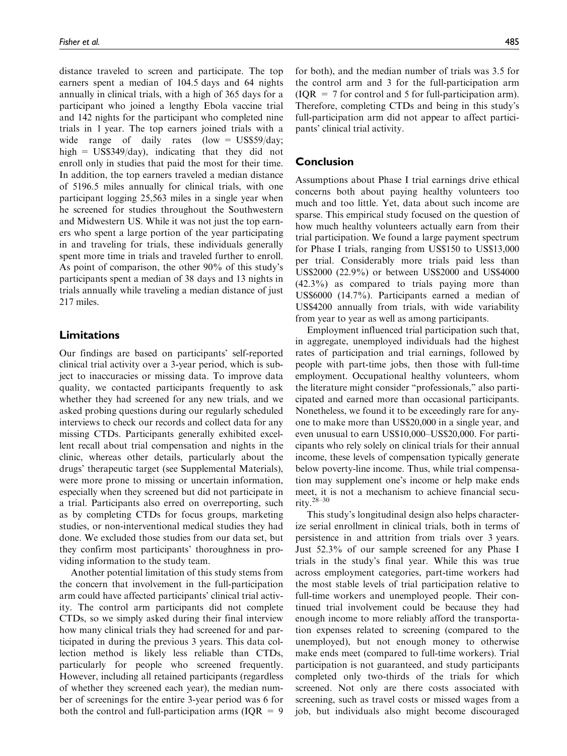distance traveled to screen and participate. The top earners spent a median of 104.5 days and 64 nights annually in clinical trials, with a high of 365 days for a participant who joined a lengthy Ebola vaccine trial and 142 nights for the participant who completed nine trials in 1 year. The top earners joined trials with a wide range of daily rates (low = US$59/day; high = US$349/day), indicating that they did not enroll only in studies that paid the most for their time. In addition, the top earners traveled a median distance of 5196.5 miles annually for clinical trials, with one participant logging 25,563 miles in a single year when he screened for studies throughout the Southwestern and Midwestern US. While it was not just the top earners who spent a large portion of the year participating in and traveling for trials, these individuals generally spent more time in trials and traveled further to enroll. As point of comparison, the other 90% of this study's participants spent a median of 38 days and 13 nights in trials annually while traveling a median distance of just 217 miles.

## Limitations

Our findings are based on participants' self-reported clinical trial activity over a 3-year period, which is subject to inaccuracies or missing data. To improve data quality, we contacted participants frequently to ask whether they had screened for any new trials, and we asked probing questions during our regularly scheduled interviews to check our records and collect data for any missing CTDs. Participants generally exhibited excellent recall about trial compensation and nights in the clinic, whereas other details, particularly about the drugs' therapeutic target (see Supplemental Materials), were more prone to missing or uncertain information, especially when they screened but did not participate in a trial. Participants also erred on overreporting, such as by completing CTDs for focus groups, marketing studies, or non-interventional medical studies they had done. We excluded those studies from our data set, but they confirm most participants' thoroughness in providing information to the study team.

Another potential limitation of this study stems from the concern that involvement in the full-participation arm could have affected participants' clinical trial activity. The control arm participants did not complete CTDs, so we simply asked during their final interview how many clinical trials they had screened for and participated in during the previous 3 years. This data collection method is likely less reliable than CTDs, particularly for people who screened frequently. However, including all retained participants (regardless of whether they screened each year), the median number of screenings for the entire 3-year period was 6 for both the control and full-participation arms (IQR = 9 for both), and the median number of trials was 3.5 for the control arm and 3 for the full-participation arm (IQR = 7 for control and 5 for full-participation arm). Therefore, completing CTDs and being in this study's full-participation arm did not appear to affect participants' clinical trial activity.

## Conclusion

Assumptions about Phase I trial earnings drive ethical concerns both about paying healthy volunteers too much and too little. Yet, data about such income are sparse. This empirical study focused on the question of how much healthy volunteers actually earn from their trial participation. We found a large payment spectrum for Phase I trials, ranging from US$150 to US$13,000 per trial. Considerably more trials paid less than US$2000 (22.9%) or between US$2000 and US$4000 (42.3%) as compared to trials paying more than US$6000 (14.7%). Participants earned a median of US$4200 annually from trials, with wide variability from year to year as well as among participants.

Employment influenced trial participation such that, in aggregate, unemployed individuals had the highest rates of participation and trial earnings, followed by people with part-time jobs, then those with full-time employment. Occupational healthy volunteers, whom the literature might consider "professionals," also participated and earned more than occasional participants. Nonetheless, we found it to be exceedingly rare for anyone to make more than US$20,000 in a single year, and even unusual to earn US$10,000–US$20,000. For participants who rely solely on clinical trials for their annual income, these levels of compensation typically generate below poverty-line income. Thus, while trial compensation may supplement one's income or help make ends meet, it is not a mechanism to achieve financial security.[28–30]

This study's longitudinal design also helps characterize serial enrollment in clinical trials, both in terms of persistence in and attrition from trials over 3 years. Just 52.3% of our sample screened for any Phase I trials in the study's final year. While this was true across employment categories, part-time workers had the most stable levels of trial participation relative to full-time workers and unemployed people. Their continued trial involvement could be because they had enough income to more reliably afford the transportation expenses related to screening (compared to the unemployed), but not enough money to otherwise make ends meet (compared to full-time workers). Trial participation is not guaranteed, and study participants completed only two-thirds of the trials for which screened. Not only are there costs associated with screening, such as travel costs or missed wages from a job, but individuals also might become discouraged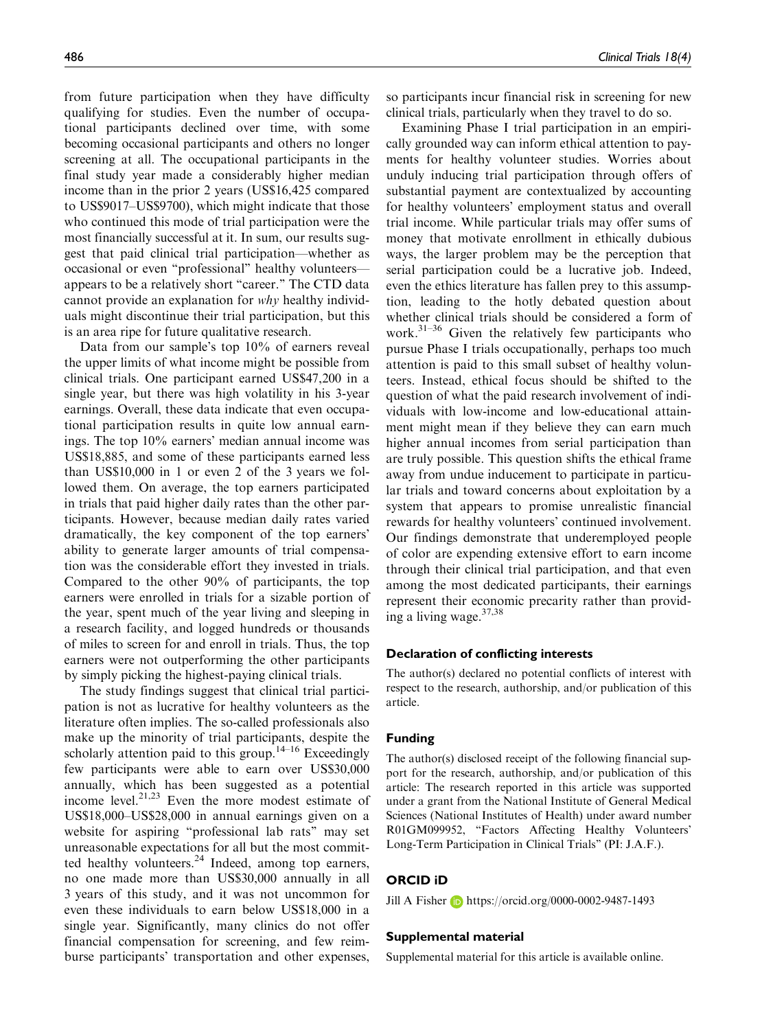from future participation when they have difficulty qualifying for studies. Even the number of occupational participants declined over time, with some becoming occasional participants and others no longer screening at all. The occupational participants in the final study year made a considerably higher median income than in the prior 2 years (US$16,425 compared to US$9017–US$9700), which might indicate that those who continued this mode of trial participation were the most financially successful at it. In sum, our results suggest that paid clinical trial participation—whether as occasional or even "professional" healthy volunteers—appears to be a relatively short "career." The CTD data cannot provide an explanation for *why* healthy individuals might discontinue their trial participation, but this is an area ripe for future qualitative research.

Data from our sample's top 10% of earners reveal the upper limits of what income might be possible from clinical trials. One participant earned US$47,200 in a single year, but there was high volatility in his 3-year earnings. Overall, these data indicate that even occupational participation results in quite low annual earnings. The top 10% earners' median annual income was US$18,885, and some of these participants earned less than US$10,000 in 1 or even 2 of the 3 years we followed them. On average, the top earners participated in trials that paid higher daily rates than the other participants. However, because median daily rates varied dramatically, the key component of the top earners' ability to generate larger amounts of trial compensation was the considerable effort they invested in trials. Compared to the other 90% of participants, the top earners were enrolled in trials for a sizable portion of the year, spent much of the year living and sleeping in a research facility, and logged hundreds or thousands of miles to screen for and enroll in trials. Thus, the top earners were not outperforming the other participants by simply picking the highest-paying clinical trials.

The study findings suggest that clinical trial participation is not as lucrative for healthy volunteers as the literature often implies. The so-called professionals also make up the minority of trial participants, despite the scholarly attention paid to this group.[14–16] Exceedingly few participants were able to earn over US$30,000 annually, which has been suggested as a potential income level.[21,23] Even the more modest estimate of US$18,000–US$28,000 in annual earnings given on a website for aspiring "professional lab rats" may set unreasonable expectations for all but the most committed healthy volunteers.[24] Indeed, among top earners, no one made more than US$30,000 annually in all 3 years of this study, and it was not uncommon for even these individuals to earn below US$18,000 in a single year. Significantly, many clinics do not offer financial compensation for screening, and few reimburse participants' transportation and other expenses, so participants incur financial risk in screening for new clinical trials, particularly when they travel to do so.

Examining Phase I trial participation in an empirically grounded way can inform ethical attention to payments for healthy volunteer studies. Worries about unduly inducing trial participation through offers of substantial payment are contextualized by accounting for healthy volunteers' employment status and overall trial income. While particular trials may offer sums of money that motivate enrollment in ethically dubious ways, the larger problem may be the perception that serial participation could be a lucrative job. Indeed, even the ethics literature has fallen prey to this assumption, leading to the hotly debated question about whether clinical trials should be considered a form of work.[31–36] Given the relatively few participants who pursue Phase I trials occupationally, perhaps too much attention is paid to this small subset of healthy volunteers. Instead, ethical focus should be shifted to the question of what the paid research involvement of individuals with low-income and low-educational attainment might mean if they believe they can earn much higher annual incomes from serial participation than are truly possible. This question shifts the ethical frame away from undue inducement to participate in particular trials and toward concerns about exploitation by a system that appears to promise unrealistic financial rewards for healthy volunteers' continued involvement. Our findings demonstrate that underemployed people of color are expending extensive effort to earn income through their clinical trial participation, and that even among the most dedicated participants, their earnings represent their economic precarity rather than providing a living wage.[37,38]

#### Declaration of conflicting interests

The author(s) declared no potential conflicts of interest with respect to the research, authorship, and/or publication of this article.

#### Funding

The author(s) disclosed receipt of the following financial support for the research, authorship, and/or publication of this article: The research reported in this article was supported under a grant from the National Institute of General Medical Sciences (National Institutes of Health) under award number R01GM099952, "Factors Affecting Healthy Volunteers' Long-Term Participation in Clinical Trials" (PI: J.A.F.).

#### ORCID iD

Jill A Fisher https://orcid.org/0000-0002-9487-1493

#### Supplemental material

Supplemental material for this article is available online.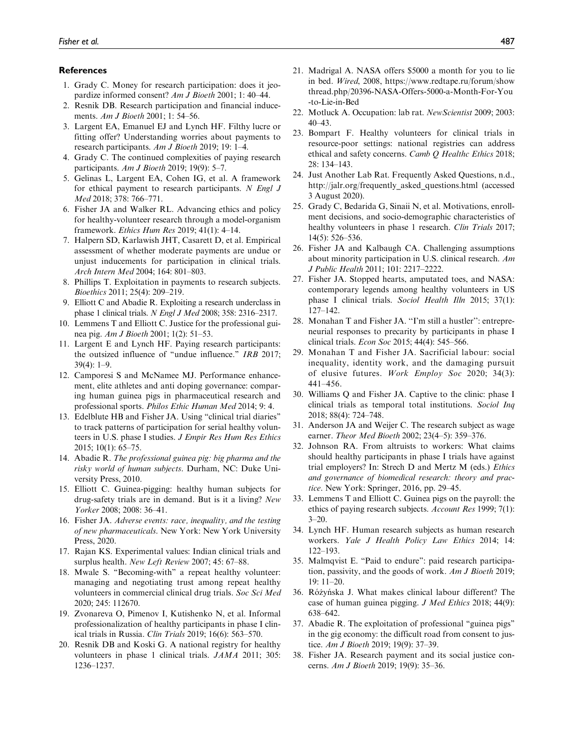## References

1. Grady C. Money for research participation: does it jeopardize informed consent? *Am J Bioeth* 2001; 1: 40–44.
2. Resnik DB. Research participation and financial inducements. *Am J Bioeth* 2001; 1: 54–56.
3. Largent EA, Emanuel EJ and Lynch HF. Filthy lucre or fitting offer? Understanding worries about payments to research participants. *Am J Bioeth* 2019; 19: 1–4.
4. Grady C. The continued complexities of paying research participants. *Am J Bioeth* 2019; 19(9): 5–7.
5. Gelinas L, Largent EA, Cohen IG, et al. A framework for ethical payment to research participants. *N Engl J Med* 2018; 378: 766–771.
6. Fisher JA and Walker RL. Advancing ethics and policy for healthy-volunteer research through a model-organism framework. *Ethics Hum Res* 2019; 41(1): 4–14.
7. Halpern SD, Karlawish JHT, Casarett D, et al. Empirical assessment of whether moderate payments are undue or unjust inducements for participation in clinical trials. *Arch Intern Med* 2004; 164: 801–803.
8. Phillips T. Exploitation in payments to research subjects. *Bioethics* 2011; 25(4): 209–219.
9. Elliott C and Abadie R. Exploiting a research underclass in phase 1 clinical trials. *N Engl J Med* 2008; 358: 2316–2317.
10. Lemmens T and Elliott C. Justice for the professional guinea pig. *Am J Bioeth* 2001; 1(2): 51–53.
11. Largent E and Lynch HF. Paying research participants: the outsized influence of "undue influence." *IRB* 2017; 39(4): 1–9.
12. Camporesi S and McNamee MJ. Performance enhancement, elite athletes and anti doping governance: comparing human guinea pigs in pharmaceutical research and professional sports. *Philos Ethic Human Med* 2014; 9: 4.
13. Edelblute HB and Fisher JA. Using "clinical trial diaries" to track patterns of participation for serial healthy volunteers in U.S. phase I studies. *J Empir Res Hum Res Ethics* 2015; 10(1): 65–75.
14. Abadie R. *The professional guinea pig: big pharma and the risky world of human subjects*. Durham, NC: Duke University Press, 2010.
15. Elliott C. Guinea-pigging: healthy human subjects for drug-safety trials are in demand. But is it a living? *New Yorker* 2008; 2008: 36–41.
16. Fisher JA. *Adverse events: race, inequality, and the testing of new pharmaceuticals*. New York: New York University Press, 2020.
17. Rajan KS. Experimental values: Indian clinical trials and surplus health. *New Left Review* 2007; 45: 67–88.
18. Mwale S. "Becoming-with" a repeat healthy volunteer: managing and negotiating trust among repeat healthy volunteers in commercial clinical drug trials. *Soc Sci Med* 2020; 245: 112670.
19. Zvonareva O, Pimenov I, Kutishenko N, et al. Informal professionalization of healthy participants in phase I clinical trials in Russia. *Clin Trials* 2019; 16(6): 563–570.
20. Resnik DB and Koski G. A national registry for healthy volunteers in phase 1 clinical trials. *JAMA* 2011; 305: 1236–1237.
21. Madrigal A. NASA offers $5000 a month for you to lie in bed. *Wired*, 2008, https://www.redtape.ru/forum/showthread.php/20396-NASA-Offers-5000-a-Month-For-You-to-Lie-in-Bed
22. Motluck A. Occupation: lab rat. *NewScientist* 2009; 2003: 40–43.
23. Bompart F. Healthy volunteers for clinical trials in resource-poor settings: national registries can address ethical and safety concerns. *Camb Q Healthc Ethics* 2018; 28: 134–143.
24. Just Another Lab Rat. Frequently Asked Questions, n.d., http://jalr.org/frequently_asked_questions.html (accessed 3 August 2020).
25. Grady C, Bedarida G, Sinaii N, et al. Motivations, enrollment decisions, and socio-demographic characteristics of healthy volunteers in phase 1 research. *Clin Trials* 2017; 14(5): 526–536.
26. Fisher JA and Kalbaugh CA. Challenging assumptions about minority participation in U.S. clinical research. *Am J Public Health* 2011; 101: 2217–2222.
27. Fisher JA. Stopped hearts, amputated toes, and NASA: contemporary legends among healthy volunteers in US phase I clinical trials. *Sociol Health Illn* 2015; 37(1): 127–142.
28. Monahan T and Fisher JA. "I'm still a hustler": entrepreneurial responses to precarity by participants in phase I clinical trials. *Econ Soc* 2015; 44(4): 545–566.
29. Monahan T and Fisher JA. Sacrificial labour: social inequality, identity work, and the damaging pursuit of elusive futures. *Work Employ Soc* 2020; 34(3): 441–456.
30. Williams Q and Fisher JA. Captive to the clinic: phase I clinical trials as temporal total institutions. *Sociol Inq* 2018; 88(4): 724–748.
31. Anderson JA and Weijer C. The research subject as wage earner. *Theor Med Bioeth* 2002; 23(4–5): 359–376.
32. Johnson RA. From altruists to workers: What claims should healthy participants in phase I trials have against trial employers? In: Strech D and Mertz M (eds.) *Ethics and governance of biomedical research: theory and practice*. New York: Springer, 2016, pp. 29–45.
33. Lemmens T and Elliott C. Guinea pigs on the payroll: the ethics of paying research subjects. *Account Res* 1999; 7(1): 3–20.
34. Lynch HF. Human research subjects as human research workers. *Yale J Health Policy Law Ethics* 2014; 14: 122–193.
35. Malmqvist E. "Paid to endure": paid research participation, passivity, and the goods of work. *Am J Bioeth* 2019; 19: 11–20.
36. Różyńska J. What makes clinical labour different? The case of human guinea pigging. *J Med Ethics* 2018; 44(9): 638–642.
37. Abadie R. The exploitation of professional "guinea pigs" in the gig economy: the difficult road from consent to justice. *Am J Bioeth* 2019; 19(9): 37–39.
38. Fisher JA. Research payment and its social justice concerns. *Am J Bioeth* 2019; 19(9): 35–36.